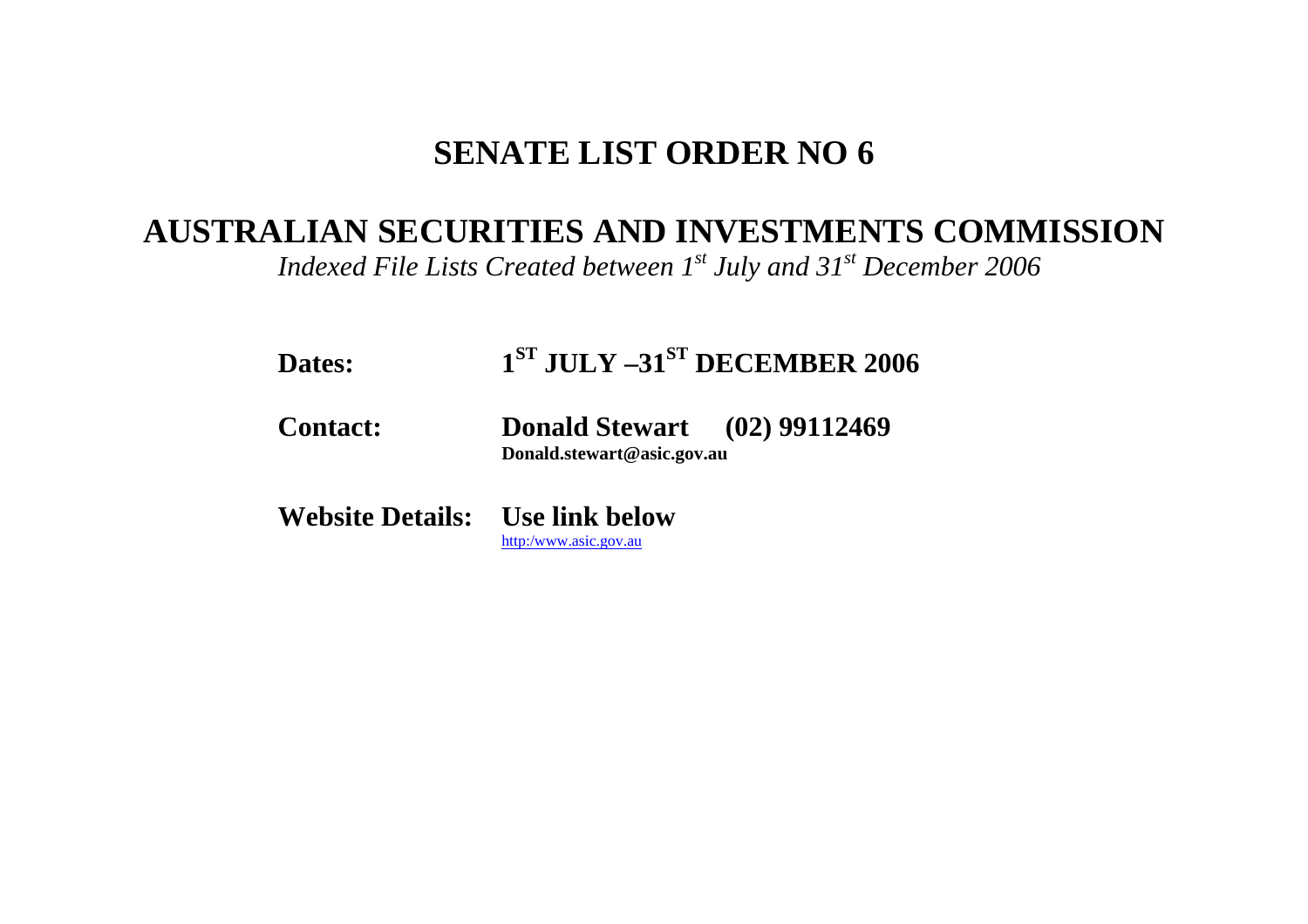# SENATE LIST ORDER NO 6

## AUSTRALIAN SECURITIES AND INVESTMENTS COMMISSION

*Indexed File Lists Created between 1st July and 31st December 2006*

**Dates:** **1ST JULY –31ST DECEMBER 2006**

**Contact:** **Donald Stewart (02) 99112469**
**Donald.stewart@asic.gov.au**

**Website Details:** **Use link below**
http:/www.asic.gov.au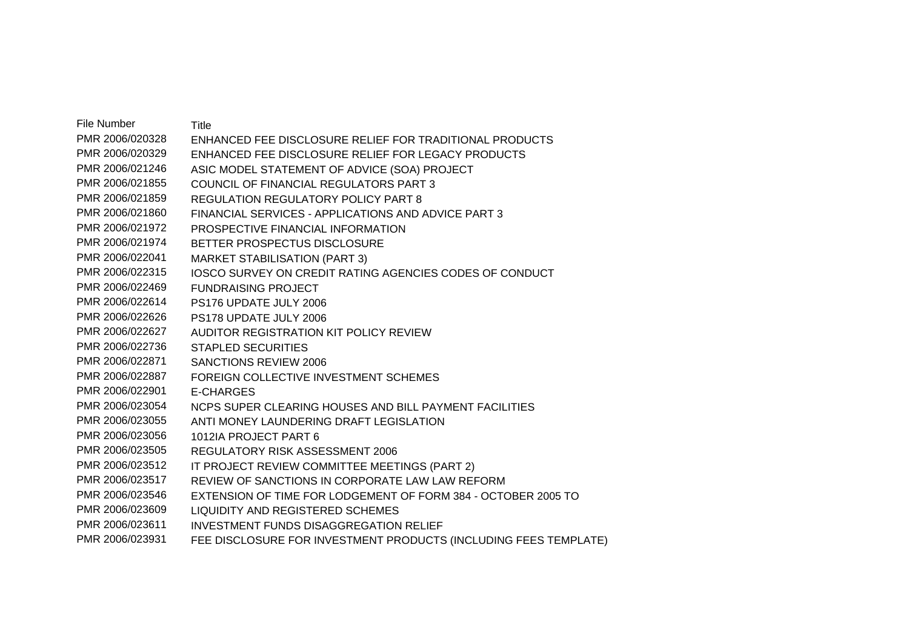| File Number | Title |
| --- | --- |
| PMR 2006/020328 | ENHANCED FEE DISCLOSURE RELIEF FOR TRADITIONAL PRODUCTS |
| PMR 2006/020329 | ENHANCED FEE DISCLOSURE RELIEF FOR LEGACY PRODUCTS |
| PMR 2006/021246 | ASIC MODEL STATEMENT OF ADVICE (SOA) PROJECT |
| PMR 2006/021855 | COUNCIL OF FINANCIAL REGULATORS PART 3 |
| PMR 2006/021859 | REGULATION REGULATORY POLICY PART 8 |
| PMR 2006/021860 | FINANCIAL SERVICES - APPLICATIONS AND ADVICE PART 3 |
| PMR 2006/021972 | PROSPECTIVE FINANCIAL INFORMATION |
| PMR 2006/021974 | BETTER PROSPECTUS DISCLOSURE |
| PMR 2006/022041 | MARKET STABILISATION (PART 3) |
| PMR 2006/022315 | IOSCO SURVEY ON CREDIT RATING AGENCIES CODES OF CONDUCT |
| PMR 2006/022469 | FUNDRAISING PROJECT |
| PMR 2006/022614 | PS176 UPDATE JULY 2006 |
| PMR 2006/022626 | PS178 UPDATE JULY 2006 |
| PMR 2006/022627 | AUDITOR REGISTRATION KIT POLICY REVIEW |
| PMR 2006/022736 | STAPLED SECURITIES |
| PMR 2006/022871 | SANCTIONS REVIEW 2006 |
| PMR 2006/022887 | FOREIGN COLLECTIVE INVESTMENT SCHEMES |
| PMR 2006/022901 | E-CHARGES |
| PMR 2006/023054 | NCPS SUPER CLEARING HOUSES AND BILL PAYMENT FACILITIES |
| PMR 2006/023055 | ANTI MONEY LAUNDERING DRAFT LEGISLATION |
| PMR 2006/023056 | 1012IA PROJECT PART 6 |
| PMR 2006/023505 | REGULATORY RISK ASSESSMENT 2006 |
| PMR 2006/023512 | IT PROJECT REVIEW COMMITTEE MEETINGS (PART 2) |
| PMR 2006/023517 | REVIEW OF SANCTIONS IN CORPORATE LAW LAW REFORM |
| PMR 2006/023546 | EXTENSION OF TIME FOR LODGEMENT OF FORM 384 - OCTOBER 2005 TO |
| PMR 2006/023609 | LIQUIDITY AND REGISTERED SCHEMES |
| PMR 2006/023611 | INVESTMENT FUNDS DISAGGREGATION RELIEF |
| PMR 2006/023931 | FEE DISCLOSURE FOR INVESTMENT PRODUCTS (INCLUDING FEES TEMPLATE) |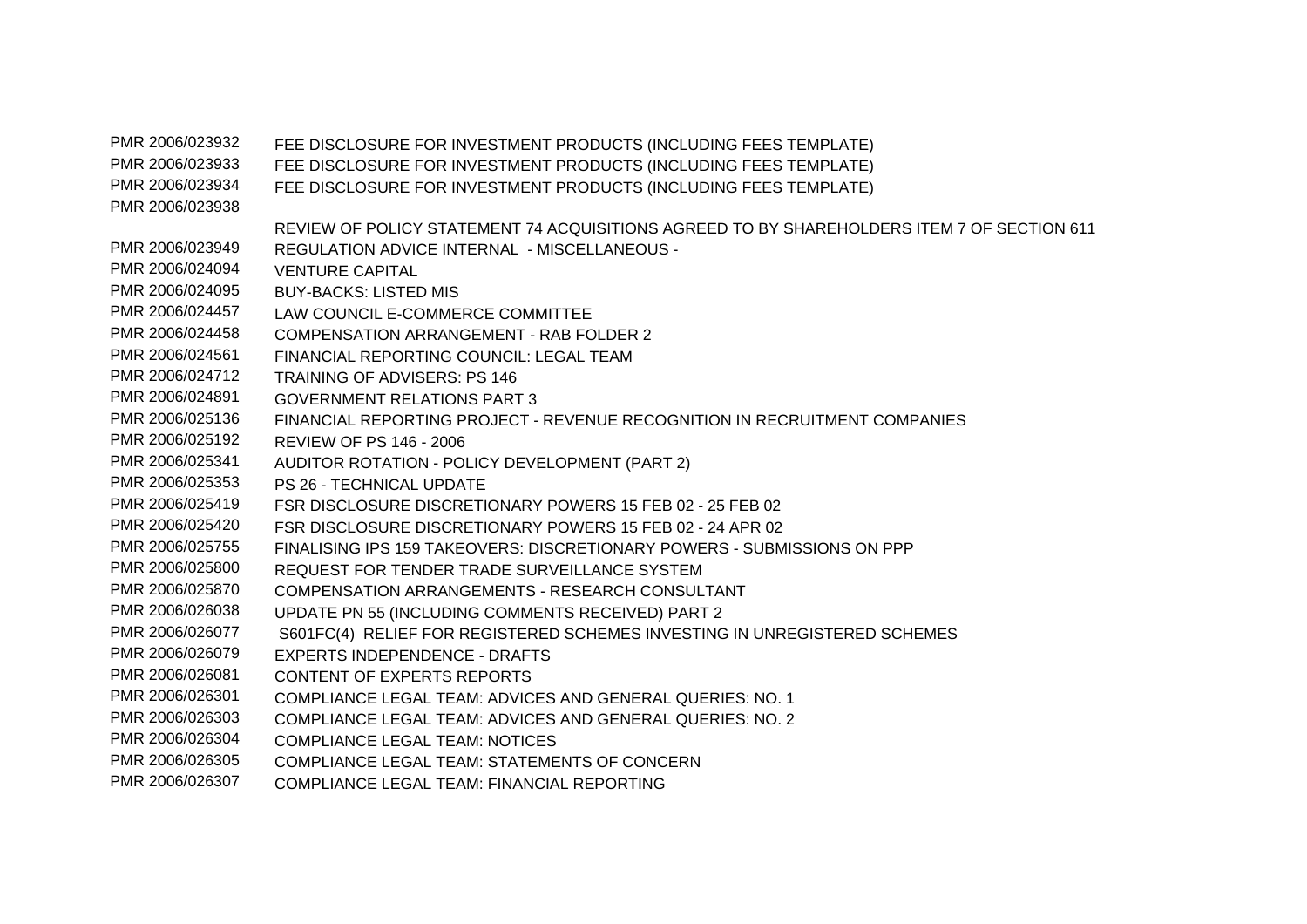| | |
|---|---|
| PMR 2006/023932 | FEE DISCLOSURE FOR INVESTMENT PRODUCTS (INCLUDING FEES TEMPLATE) |
| PMR 2006/023933 | FEE DISCLOSURE FOR INVESTMENT PRODUCTS (INCLUDING FEES TEMPLATE) |
| PMR 2006/023934 | FEE DISCLOSURE FOR INVESTMENT PRODUCTS (INCLUDING FEES TEMPLATE) |
| PMR 2006/023938 | REVIEW OF POLICY STATEMENT 74 ACQUISITIONS AGREED TO BY SHAREHOLDERS ITEM 7 OF SECTION 611 |
| PMR 2006/023949 | REGULATION ADVICE INTERNAL - MISCELLANEOUS - |
| PMR 2006/024094 | VENTURE CAPITAL |
| PMR 2006/024095 | BUY-BACKS: LISTED MIS |
| PMR 2006/024457 | LAW COUNCIL E-COMMERCE COMMITTEE |
| PMR 2006/024458 | COMPENSATION ARRANGEMENT - RAB FOLDER 2 |
| PMR 2006/024561 | FINANCIAL REPORTING COUNCIL: LEGAL TEAM |
| PMR 2006/024712 | TRAINING OF ADVISERS: PS 146 |
| PMR 2006/024891 | GOVERNMENT RELATIONS PART 3 |
| PMR 2006/025136 | FINANCIAL REPORTING PROJECT - REVENUE RECOGNITION IN RECRUITMENT COMPANIES |
| PMR 2006/025192 | REVIEW OF PS 146 - 2006 |
| PMR 2006/025341 | AUDITOR ROTATION - POLICY DEVELOPMENT (PART 2) |
| PMR 2006/025353 | PS 26 - TECHNICAL UPDATE |
| PMR 2006/025419 | FSR DISCLOSURE DISCRETIONARY POWERS 15 FEB 02 - 25 FEB 02 |
| PMR 2006/025420 | FSR DISCLOSURE DISCRETIONARY POWERS 15 FEB 02 - 24 APR 02 |
| PMR 2006/025755 | FINALISING IPS 159 TAKEOVERS: DISCRETIONARY POWERS - SUBMISSIONS ON PPP |
| PMR 2006/025800 | REQUEST FOR TENDER TRADE SURVEILLANCE SYSTEM |
| PMR 2006/025870 | COMPENSATION ARRANGEMENTS - RESEARCH CONSULTANT |
| PMR 2006/026038 | UPDATE PN 55 (INCLUDING COMMENTS RECEIVED) PART 2 |
| PMR 2006/026077 | S601FC(4) RELIEF FOR REGISTERED SCHEMES INVESTING IN UNREGISTERED SCHEMES |
| PMR 2006/026079 | EXPERTS INDEPENDENCE - DRAFTS |
| PMR 2006/026081 | CONTENT OF EXPERTS REPORTS |
| PMR 2006/026301 | COMPLIANCE LEGAL TEAM: ADVICES AND GENERAL QUERIES: NO. 1 |
| PMR 2006/026303 | COMPLIANCE LEGAL TEAM: ADVICES AND GENERAL QUERIES: NO. 2 |
| PMR 2006/026304 | COMPLIANCE LEGAL TEAM: NOTICES |
| PMR 2006/026305 | COMPLIANCE LEGAL TEAM: STATEMENTS OF CONCERN |
| PMR 2006/026307 | COMPLIANCE LEGAL TEAM: FINANCIAL REPORTING |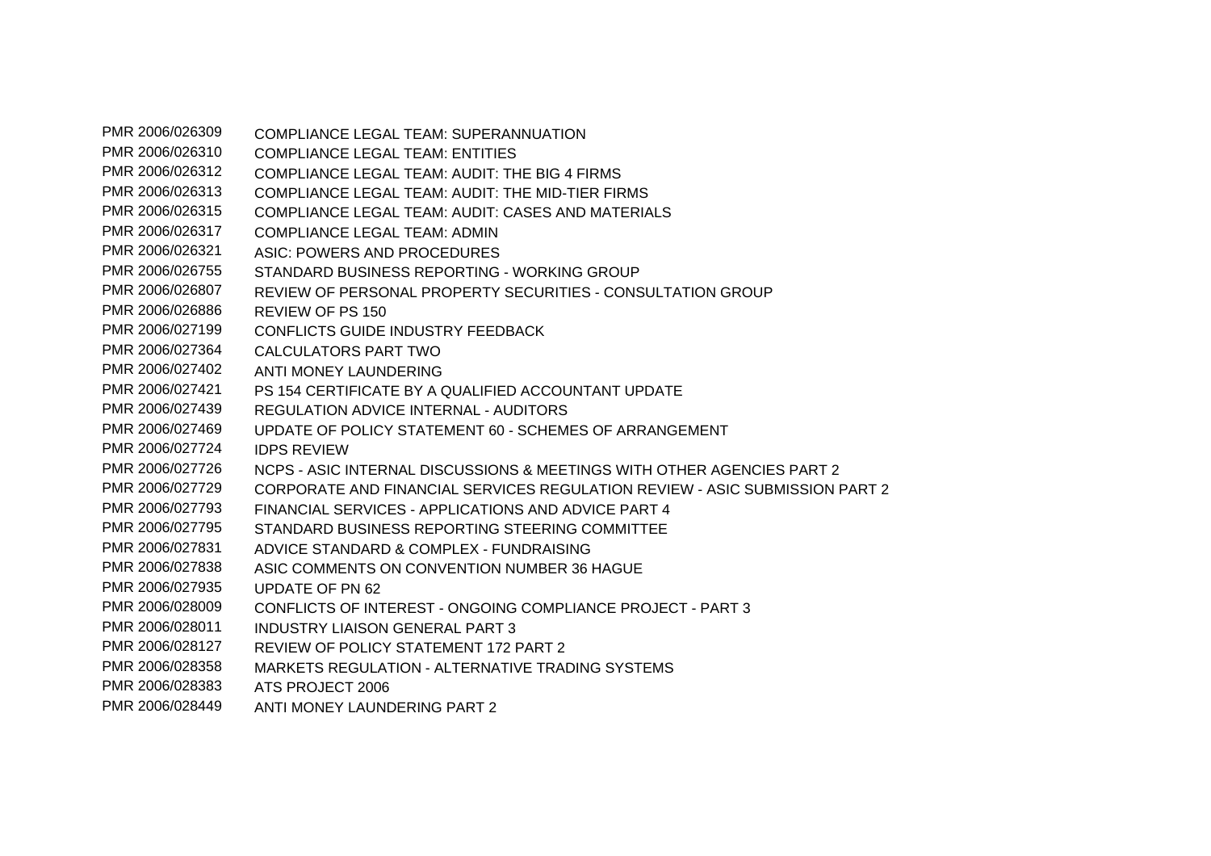| | |
|---|---|
| PMR 2006/026309 | COMPLIANCE LEGAL TEAM: SUPERANNUATION |
| PMR 2006/026310 | COMPLIANCE LEGAL TEAM: ENTITIES |
| PMR 2006/026312 | COMPLIANCE LEGAL TEAM: AUDIT: THE BIG 4 FIRMS |
| PMR 2006/026313 | COMPLIANCE LEGAL TEAM: AUDIT: THE MID-TIER FIRMS |
| PMR 2006/026315 | COMPLIANCE LEGAL TEAM: AUDIT: CASES AND MATERIALS |
| PMR 2006/026317 | COMPLIANCE LEGAL TEAM: ADMIN |
| PMR 2006/026321 | ASIC: POWERS AND PROCEDURES |
| PMR 2006/026755 | STANDARD BUSINESS REPORTING - WORKING GROUP |
| PMR 2006/026807 | REVIEW OF PERSONAL PROPERTY SECURITIES - CONSULTATION GROUP |
| PMR 2006/026886 | REVIEW OF PS 150 |
| PMR 2006/027199 | CONFLICTS GUIDE INDUSTRY FEEDBACK |
| PMR 2006/027364 | CALCULATORS PART TWO |
| PMR 2006/027402 | ANTI MONEY LAUNDERING |
| PMR 2006/027421 | PS 154 CERTIFICATE BY A QUALIFIED ACCOUNTANT UPDATE |
| PMR 2006/027439 | REGULATION ADVICE INTERNAL - AUDITORS |
| PMR 2006/027469 | UPDATE OF POLICY STATEMENT 60 - SCHEMES OF ARRANGEMENT |
| PMR 2006/027724 | IDPS REVIEW |
| PMR 2006/027726 | NCPS - ASIC INTERNAL DISCUSSIONS & MEETINGS WITH OTHER AGENCIES PART 2 |
| PMR 2006/027729 | CORPORATE AND FINANCIAL SERVICES REGULATION REVIEW - ASIC SUBMISSION PART 2 |
| PMR 2006/027793 | FINANCIAL SERVICES - APPLICATIONS AND ADVICE PART 4 |
| PMR 2006/027795 | STANDARD BUSINESS REPORTING STEERING COMMITTEE |
| PMR 2006/027831 | ADVICE STANDARD & COMPLEX - FUNDRAISING |
| PMR 2006/027838 | ASIC COMMENTS ON CONVENTION NUMBER 36 HAGUE |
| PMR 2006/027935 | UPDATE OF PN 62 |
| PMR 2006/028009 | CONFLICTS OF INTEREST - ONGOING COMPLIANCE PROJECT - PART 3 |
| PMR 2006/028011 | INDUSTRY LIAISON GENERAL PART 3 |
| PMR 2006/028127 | REVIEW OF POLICY STATEMENT 172 PART 2 |
| PMR 2006/028358 | MARKETS REGULATION - ALTERNATIVE TRADING SYSTEMS |
| PMR 2006/028383 | ATS PROJECT 2006 |
| PMR 2006/028449 | ANTI MONEY LAUNDERING PART 2 |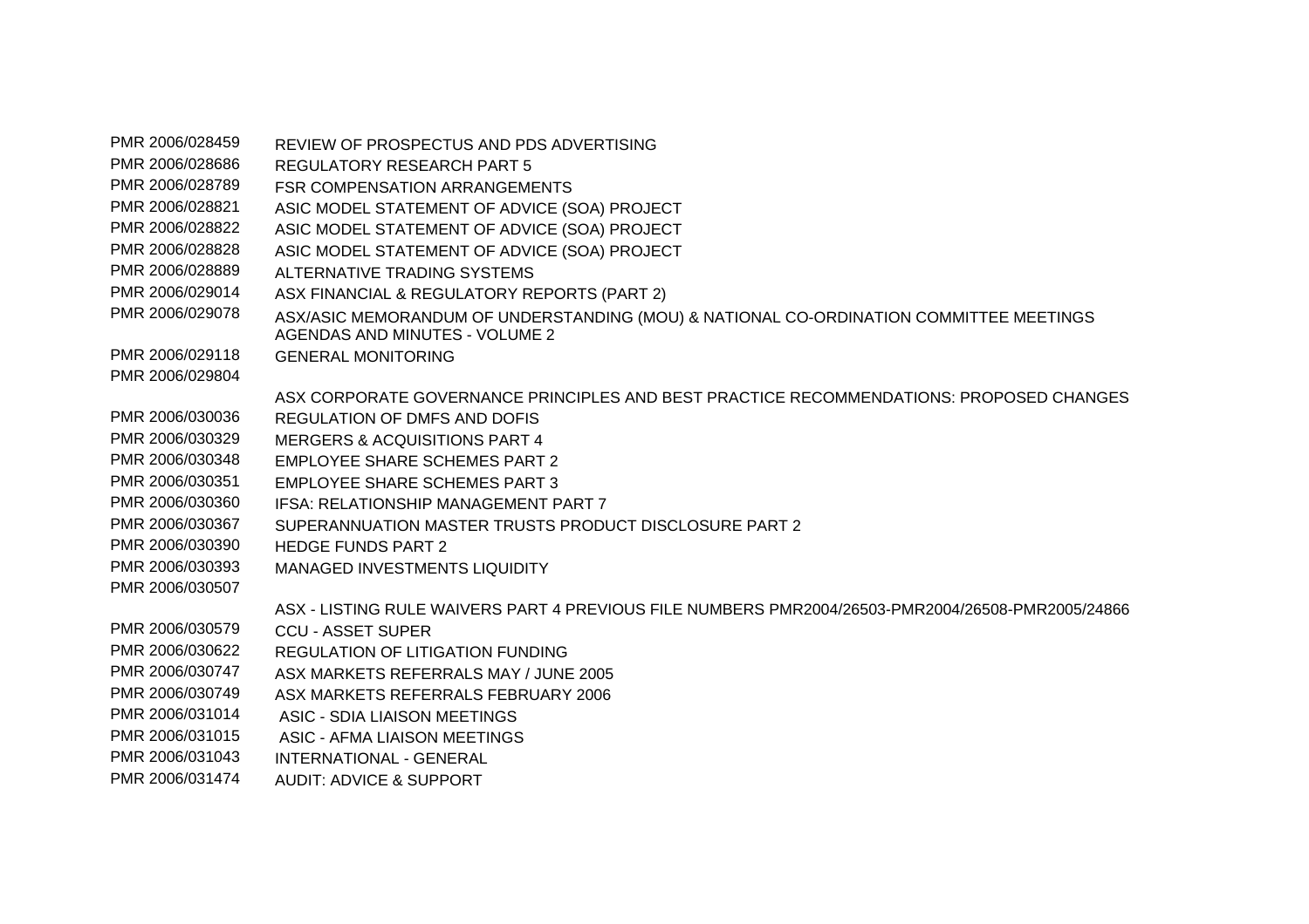| | |
|---|---|
| PMR 2006/028459 | REVIEW OF PROSPECTUS AND PDS ADVERTISING |
| PMR 2006/028686 | REGULATORY RESEARCH PART 5 |
| PMR 2006/028789 | FSR COMPENSATION ARRANGEMENTS |
| PMR 2006/028821 | ASIC MODEL STATEMENT OF ADVICE (SOA) PROJECT |
| PMR 2006/028822 | ASIC MODEL STATEMENT OF ADVICE (SOA) PROJECT |
| PMR 2006/028828 | ASIC MODEL STATEMENT OF ADVICE (SOA) PROJECT |
| PMR 2006/028889 | ALTERNATIVE TRADING SYSTEMS |
| PMR 2006/029014 | ASX FINANCIAL & REGULATORY REPORTS (PART 2) |
| PMR 2006/029078 | ASX/ASIC MEMORANDUM OF UNDERSTANDING (MOU) & NATIONAL CO-ORDINATION COMMITTEE MEETINGS AGENDAS AND MINUTES - VOLUME 2 |
| PMR 2006/029118 | GENERAL MONITORING |
| PMR 2006/029804 | ASX CORPORATE GOVERNANCE PRINCIPLES AND BEST PRACTICE RECOMMENDATIONS: PROPOSED CHANGES |
| PMR 2006/030036 | REGULATION OF DMFS AND DOFIS |
| PMR 2006/030329 | MERGERS & ACQUISITIONS PART 4 |
| PMR 2006/030348 | EMPLOYEE SHARE SCHEMES PART 2 |
| PMR 2006/030351 | EMPLOYEE SHARE SCHEMES PART 3 |
| PMR 2006/030360 | IFSA: RELATIONSHIP MANAGEMENT PART 7 |
| PMR 2006/030367 | SUPERANNUATION MASTER TRUSTS PRODUCT DISCLOSURE PART 2 |
| PMR 2006/030390 | HEDGE FUNDS PART 2 |
| PMR 2006/030393 | MANAGED INVESTMENTS LIQUIDITY |
| PMR 2006/030507 | ASX - LISTING RULE WAIVERS PART 4 PREVIOUS FILE NUMBERS PMR2004/26503-PMR2004/26508-PMR2005/24866 |
| PMR 2006/030579 | CCU - ASSET SUPER |
| PMR 2006/030622 | REGULATION OF LITIGATION FUNDING |
| PMR 2006/030747 | ASX MARKETS REFERRALS MAY / JUNE 2005 |
| PMR 2006/030749 | ASX MARKETS REFERRALS FEBRUARY 2006 |
| PMR 2006/031014 | ASIC - SDIA LIAISON MEETINGS |
| PMR 2006/031015 | ASIC - AFMA LIAISON MEETINGS |
| PMR 2006/031043 | INTERNATIONAL - GENERAL |
| PMR 2006/031474 | AUDIT: ADVICE & SUPPORT |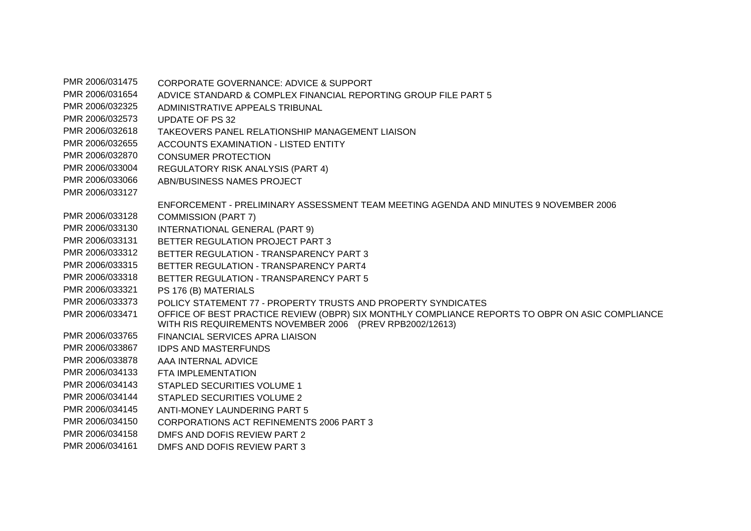| | |
|---|---|
| PMR 2006/031475 | CORPORATE GOVERNANCE: ADVICE & SUPPORT |
| PMR 2006/031654 | ADVICE STANDARD & COMPLEX FINANCIAL REPORTING GROUP FILE PART 5 |
| PMR 2006/032325 | ADMINISTRATIVE APPEALS TRIBUNAL |
| PMR 2006/032573 | UPDATE OF PS 32 |
| PMR 2006/032618 | TAKEOVERS PANEL RELATIONSHIP MANAGEMENT LIAISON |
| PMR 2006/032655 | ACCOUNTS EXAMINATION - LISTED ENTITY |
| PMR 2006/032870 | CONSUMER PROTECTION |
| PMR 2006/033004 | REGULATORY RISK ANALYSIS (PART 4) |
| PMR 2006/033066 | ABN/BUSINESS NAMES PROJECT |
| PMR 2006/033127 | ENFORCEMENT - PRELIMINARY ASSESSMENT TEAM MEETING AGENDA AND MINUTES 9 NOVEMBER 2006 |
| PMR 2006/033128 | COMMISSION (PART 7) |
| PMR 2006/033130 | INTERNATIONAL GENERAL (PART 9) |
| PMR 2006/033131 | BETTER REGULATION PROJECT PART 3 |
| PMR 2006/033312 | BETTER REGULATION - TRANSPARENCY PART 3 |
| PMR 2006/033315 | BETTER REGULATION - TRANSPARENCY PART4 |
| PMR 2006/033318 | BETTER REGULATION - TRANSPARENCY PART 5 |
| PMR 2006/033321 | PS 176 (B) MATERIALS |
| PMR 2006/033373 | POLICY STATEMENT 77 - PROPERTY TRUSTS AND PROPERTY SYNDICATES |
| PMR 2006/033471 | OFFICE OF BEST PRACTICE REVIEW (OBPR) SIX MONTHLY COMPLIANCE REPORTS TO OBPR ON ASIC COMPLIANCE WITH RIS REQUIREMENTS NOVEMBER 2006 (PREV RPB2002/12613) |
| PMR 2006/033765 | FINANCIAL SERVICES APRA LIAISON |
| PMR 2006/033867 | IDPS AND MASTERFUNDS |
| PMR 2006/033878 | AAA INTERNAL ADVICE |
| PMR 2006/034133 | FTA IMPLEMENTATION |
| PMR 2006/034143 | STAPLED SECURITIES VOLUME 1 |
| PMR 2006/034144 | STAPLED SECURITIES VOLUME 2 |
| PMR 2006/034145 | ANTI-MONEY LAUNDERING PART 5 |
| PMR 2006/034150 | CORPORATIONS ACT REFINEMENTS 2006 PART 3 |
| PMR 2006/034158 | DMFS AND DOFIS REVIEW PART 2 |
| PMR 2006/034161 | DMFS AND DOFIS REVIEW PART 3 |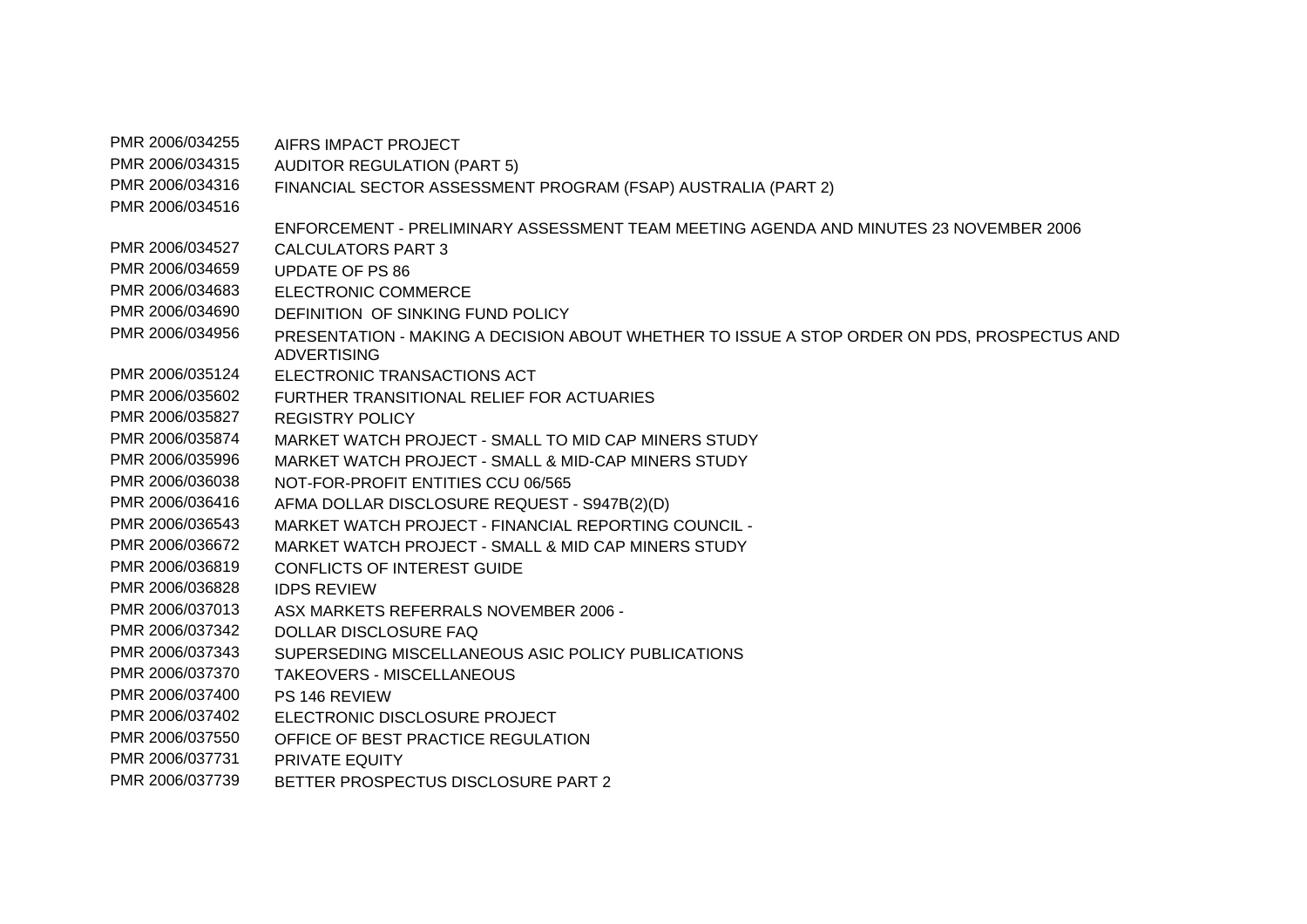| | |
|---|---|
| PMR 2006/034255 | AIFRS IMPACT PROJECT |
| PMR 2006/034315 | AUDITOR REGULATION (PART 5) |
| PMR 2006/034316 | FINANCIAL SECTOR ASSESSMENT PROGRAM (FSAP) AUSTRALIA (PART 2) |
| PMR 2006/034516 | ENFORCEMENT - PRELIMINARY ASSESSMENT TEAM MEETING AGENDA AND MINUTES 23 NOVEMBER 2006 |
| PMR 2006/034527 | CALCULATORS PART 3 |
| PMR 2006/034659 | UPDATE OF PS 86 |
| PMR 2006/034683 | ELECTRONIC COMMERCE |
| PMR 2006/034690 | DEFINITION OF SINKING FUND POLICY |
| PMR 2006/034956 | PRESENTATION - MAKING A DECISION ABOUT WHETHER TO ISSUE A STOP ORDER ON PDS, PROSPECTUS AND ADVERTISING |
| PMR 2006/035124 | ELECTRONIC TRANSACTIONS ACT |
| PMR 2006/035602 | FURTHER TRANSITIONAL RELIEF FOR ACTUARIES |
| PMR 2006/035827 | REGISTRY POLICY |
| PMR 2006/035874 | MARKET WATCH PROJECT - SMALL TO MID CAP MINERS STUDY |
| PMR 2006/035996 | MARKET WATCH PROJECT - SMALL & MID-CAP MINERS STUDY |
| PMR 2006/036038 | NOT-FOR-PROFIT ENTITIES CCU 06/565 |
| PMR 2006/036416 | AFMA DOLLAR DISCLOSURE REQUEST - S947B(2)(D) |
| PMR 2006/036543 | MARKET WATCH PROJECT - FINANCIAL REPORTING COUNCIL - |
| PMR 2006/036672 | MARKET WATCH PROJECT - SMALL & MID CAP MINERS STUDY |
| PMR 2006/036819 | CONFLICTS OF INTEREST GUIDE |
| PMR 2006/036828 | IDPS REVIEW |
| PMR 2006/037013 | ASX MARKETS REFERRALS NOVEMBER 2006 - |
| PMR 2006/037342 | DOLLAR DISCLOSURE FAQ |
| PMR 2006/037343 | SUPERSEDING MISCELLANEOUS ASIC POLICY PUBLICATIONS |
| PMR 2006/037370 | TAKEOVERS - MISCELLANEOUS |
| PMR 2006/037400 | PS 146 REVIEW |
| PMR 2006/037402 | ELECTRONIC DISCLOSURE PROJECT |
| PMR 2006/037550 | OFFICE OF BEST PRACTICE REGULATION |
| PMR 2006/037731 | PRIVATE EQUITY |
| PMR 2006/037739 | BETTER PROSPECTUS DISCLOSURE PART 2 |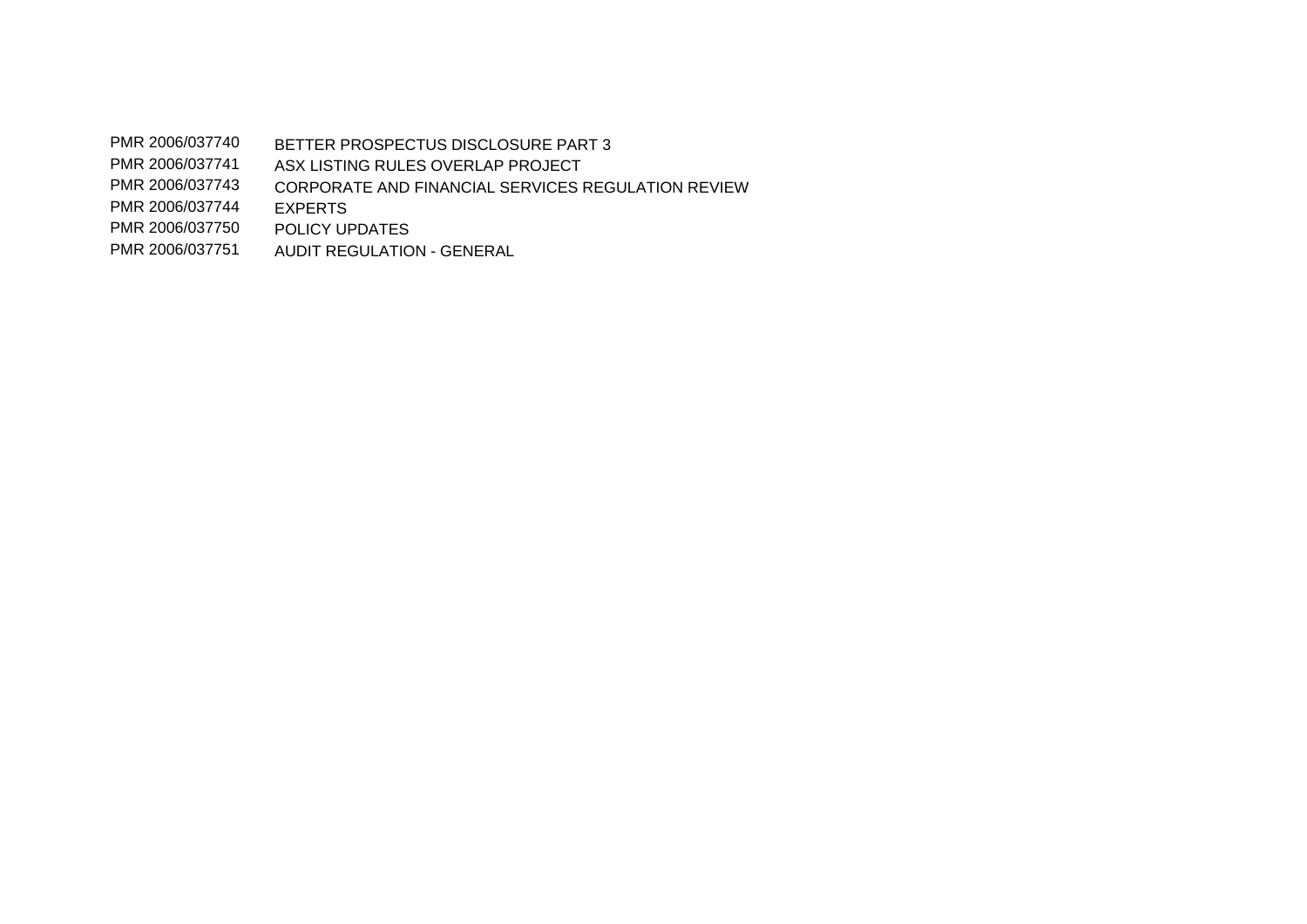| | |
|---|---|
| PMR 2006/037740 | BETTER PROSPECTUS DISCLOSURE PART 3 |
| PMR 2006/037741 | ASX LISTING RULES OVERLAP PROJECT |
| PMR 2006/037743 | CORPORATE AND FINANCIAL SERVICES REGULATION REVIEW |
| PMR 2006/037744 | EXPERTS |
| PMR 2006/037750 | POLICY UPDATES |
| PMR 2006/037751 | AUDIT REGULATION - GENERAL |